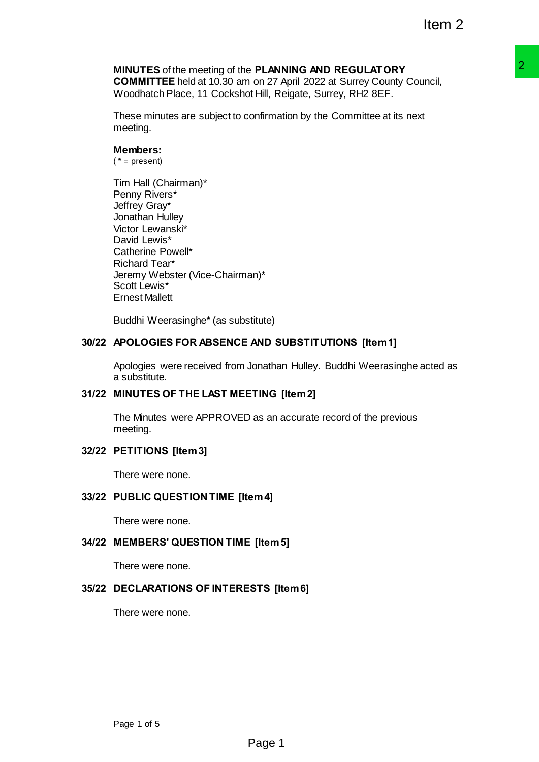**MINUTES** of the meeting of the **PLANNING AND REGULATORY COMMITTEE** held at 10.30 am on 27 April 2022 at Surrey County Council, Woodhatch Place, 11 Cockshot Hill, Reigate, Surrey, RH2 8EF.

These minutes are subject to confirmation by the Committee at its next meeting.

**Members:**
( * = present)

Tim Hall (Chairman)*
Penny Rivers*
Jeffrey Gray*
Jonathan Hulley
Victor Lewanski*
David Lewis*
Catherine Powell*
Richard Tear*
Jeremy Webster (Vice-Chairman)*
Scott Lewis*
Ernest Mallett

Buddhi Weerasinghe* (as substitute)

## 30/22 APOLOGIES FOR ABSENCE AND SUBSTITUTIONS [Item 1]

Apologies were received from Jonathan Hulley. Buddhi Weerasinghe acted as a substitute.

## 31/22 MINUTES OF THE LAST MEETING [Item 2]

The Minutes were APPROVED as an accurate record of the previous meeting.

## 32/22 PETITIONS [Item 3]

There were none.

## 33/22 PUBLIC QUESTION TIME [Item 4]

There were none.

## 34/22 MEMBERS' QUESTION TIME [Item 5]

There were none.

## 35/22 DECLARATIONS OF INTERESTS [Item 6]

There were none.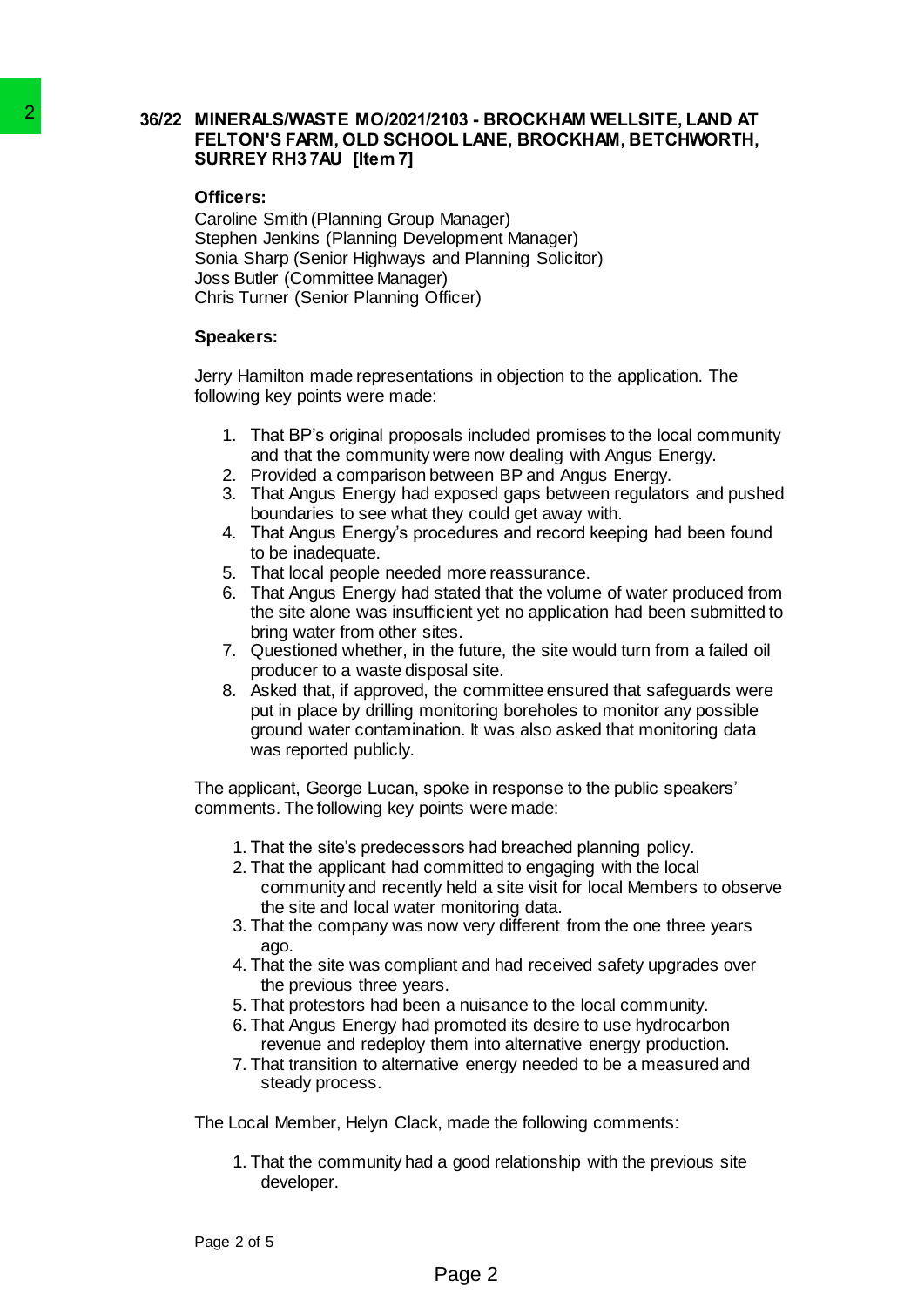## 36/22 MINERALS/WASTE MO/2021/2103 - BROCKHAM WELLSITE, LAND AT FELTON'S FARM, OLD SCHOOL LANE, BROCKHAM, BETCHWORTH, SURREY RH3 7AU [Item 7]

**Officers:**

Caroline Smith (Planning Group Manager)
Stephen Jenkins (Planning Development Manager)
Sonia Sharp (Senior Highways and Planning Solicitor)
Joss Butler (Committee Manager)
Chris Turner (Senior Planning Officer)

**Speakers:**

Jerry Hamilton made representations in objection to the application. The following key points were made:

1. That BP's original proposals included promises to the local community and that the community were now dealing with Angus Energy.
2. Provided a comparison between BP and Angus Energy.
3. That Angus Energy had exposed gaps between regulators and pushed boundaries to see what they could get away with.
4. That Angus Energy's procedures and record keeping had been found to be inadequate.
5. That local people needed more reassurance.
6. That Angus Energy had stated that the volume of water produced from the site alone was insufficient yet no application had been submitted to bring water from other sites.
7. Questioned whether, in the future, the site would turn from a failed oil producer to a waste disposal site.
8. Asked that, if approved, the committee ensured that safeguards were put in place by drilling monitoring boreholes to monitor any possible ground water contamination. It was also asked that monitoring data was reported publicly.

The applicant, George Lucan, spoke in response to the public speakers' comments. The following key points were made:

1. That the site's predecessors had breached planning policy.
2. That the applicant had committed to engaging with the local community and recently held a site visit for local Members to observe the site and local water monitoring data.
3. That the company was now very different from the one three years ago.
4. That the site was compliant and had received safety upgrades over the previous three years.
5. That protestors had been a nuisance to the local community.
6. That Angus Energy had promoted its desire to use hydrocarbon revenue and redeploy them into alternative energy production.
7. That transition to alternative energy needed to be a measured and steady process.

The Local Member, Helyn Clack, made the following comments:

1. That the community had a good relationship with the previous site developer.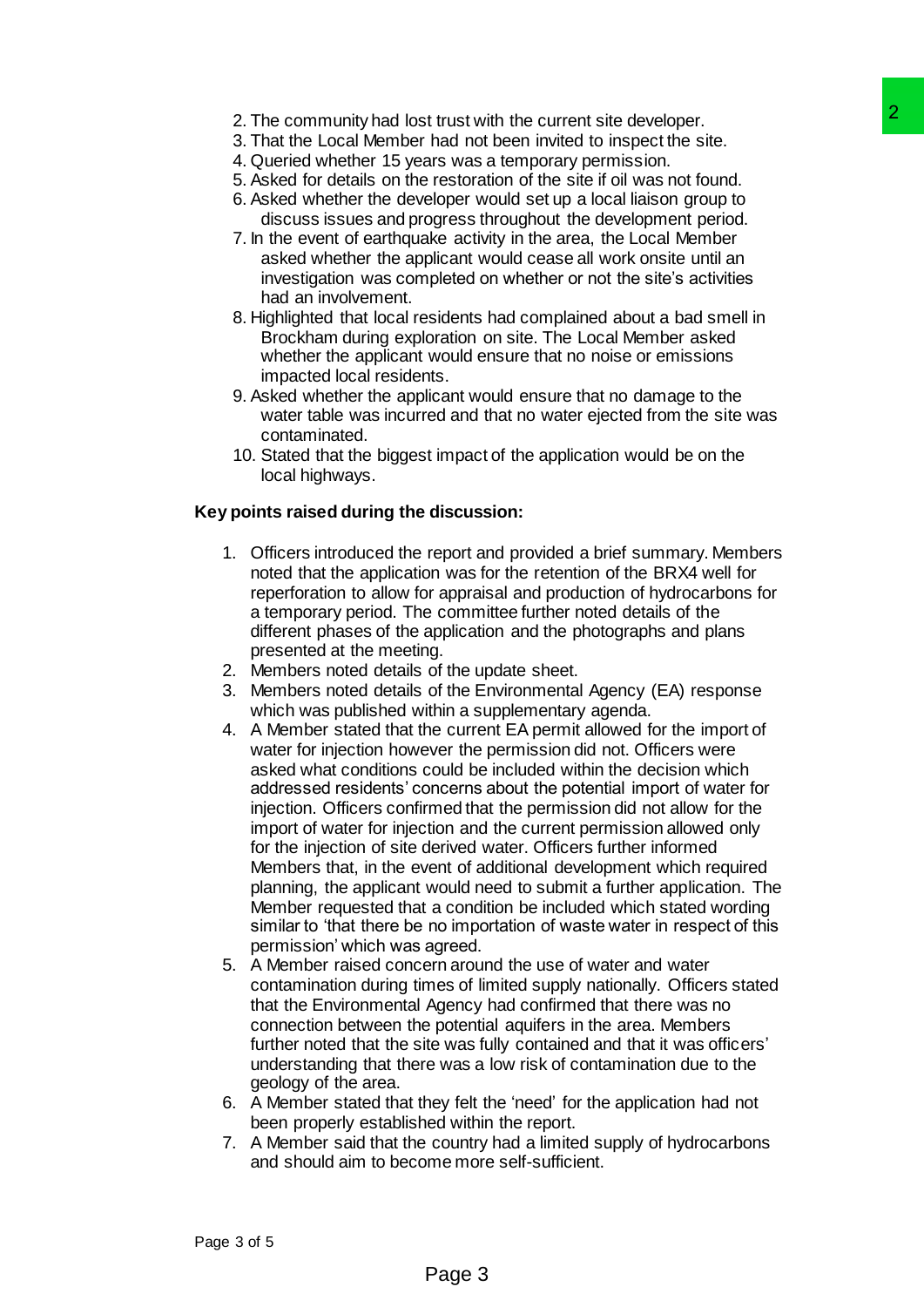2. The community had lost trust with the current site developer.
3. That the Local Member had not been invited to inspect the site.
4. Queried whether 15 years was a temporary permission.
5. Asked for details on the restoration of the site if oil was not found.
6. Asked whether the developer would set up a local liaison group to discuss issues and progress throughout the development period.
7. In the event of earthquake activity in the area, the Local Member asked whether the applicant would cease all work onsite until an investigation was completed on whether or not the site's activities had an involvement.
8. Highlighted that local residents had complained about a bad smell in Brockham during exploration on site. The Local Member asked whether the applicant would ensure that no noise or emissions impacted local residents.
9. Asked whether the applicant would ensure that no damage to the water table was incurred and that no water ejected from the site was contaminated.
10. Stated that the biggest impact of the application would be on the local highways.

**Key points raised during the discussion:**

1. Officers introduced the report and provided a brief summary. Members noted that the application was for the retention of the BRX4 well for reperforation to allow for appraisal and production of hydrocarbons for a temporary period. The committee further noted details of the different phases of the application and the photographs and plans presented at the meeting.
2. Members noted details of the update sheet.
3. Members noted details of the Environmental Agency (EA) response which was published within a supplementary agenda.
4. A Member stated that the current EA permit allowed for the import of water for injection however the permission did not. Officers were asked what conditions could be included within the decision which addressed residents' concerns about the potential import of water for injection. Officers confirmed that the permission did not allow for the import of water for injection and the current permission allowed only for the injection of site derived water. Officers further informed Members that, in the event of additional development which required planning, the applicant would need to submit a further application. The Member requested that a condition be included which stated wording similar to 'that there be no importation of waste water in respect of this permission' which was agreed.
5. A Member raised concern around the use of water and water contamination during times of limited supply nationally. Officers stated that the Environmental Agency had confirmed that there was no connection between the potential aquifers in the area. Members further noted that the site was fully contained and that it was officers' understanding that there was a low risk of contamination due to the geology of the area.
6. A Member stated that they felt the 'need' for the application had not been properly established within the report.
7. A Member said that the country had a limited supply of hydrocarbons and should aim to become more self-sufficient.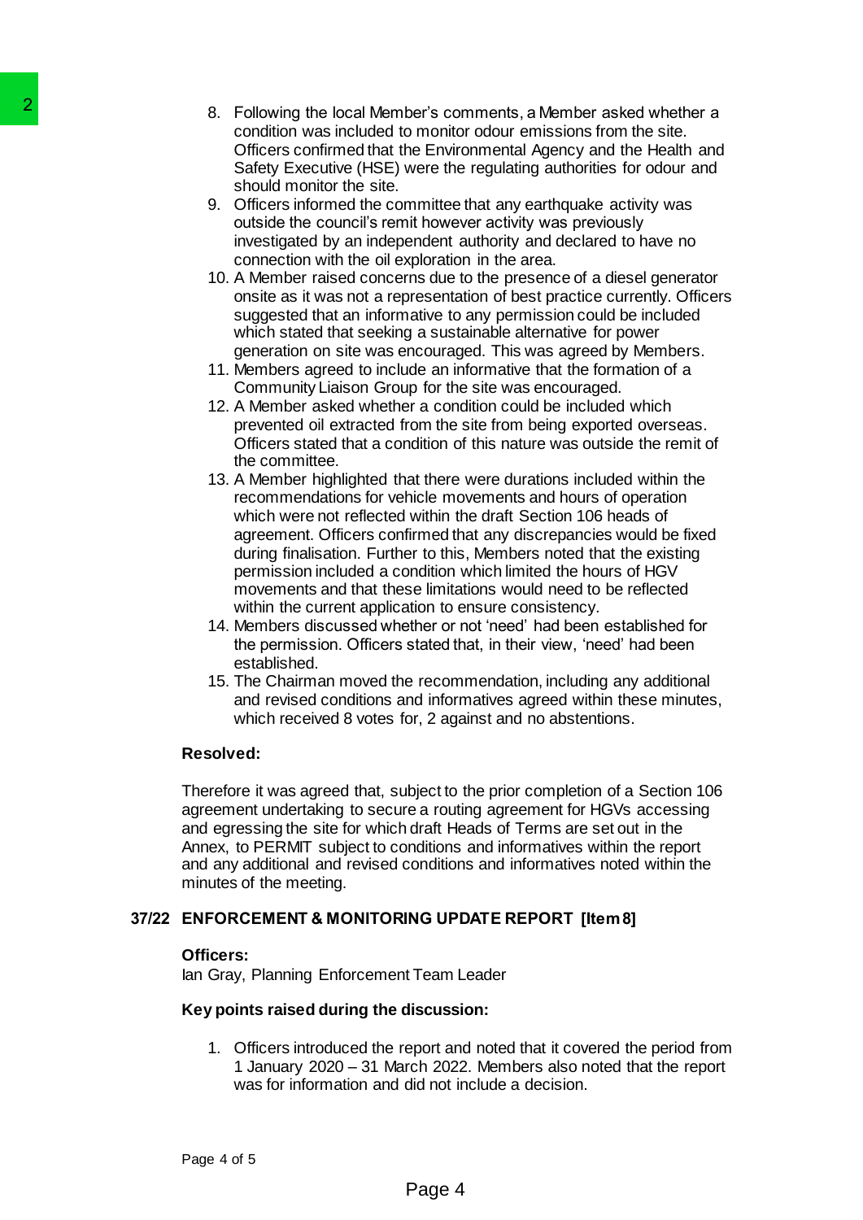8. Following the local Member's comments, a Member asked whether a condition was included to monitor odour emissions from the site. Officers confirmed that the Environmental Agency and the Health and Safety Executive (HSE) were the regulating authorities for odour and should monitor the site.
9. Officers informed the committee that any earthquake activity was outside the council's remit however activity was previously investigated by an independent authority and declared to have no connection with the oil exploration in the area.
10. A Member raised concerns due to the presence of a diesel generator onsite as it was not a representation of best practice currently. Officers suggested that an informative to any permission could be included which stated that seeking a sustainable alternative for power generation on site was encouraged. This was agreed by Members.
11. Members agreed to include an informative that the formation of a Community Liaison Group for the site was encouraged.
12. A Member asked whether a condition could be included which prevented oil extracted from the site from being exported overseas. Officers stated that a condition of this nature was outside the remit of the committee.
13. A Member highlighted that there were durations included within the recommendations for vehicle movements and hours of operation which were not reflected within the draft Section 106 heads of agreement. Officers confirmed that any discrepancies would be fixed during finalisation. Further to this, Members noted that the existing permission included a condition which limited the hours of HGV movements and that these limitations would need to be reflected within the current application to ensure consistency.
14. Members discussed whether or not 'need' had been established for the permission. Officers stated that, in their view, 'need' had been established.
15. The Chairman moved the recommendation, including any additional and revised conditions and informatives agreed within these minutes, which received 8 votes for, 2 against and no abstentions.

**Resolved:**

Therefore it was agreed that, subject to the prior completion of a Section 106 agreement undertaking to secure a routing agreement for HGVs accessing and egressing the site for which draft Heads of Terms are set out in the Annex, to PERMIT subject to conditions and informatives within the report and any additional and revised conditions and informatives noted within the minutes of the meeting.

## 37/22 ENFORCEMENT & MONITORING UPDATE REPORT [Item 8]

**Officers:**

Ian Gray, Planning Enforcement Team Leader

**Key points raised during the discussion:**

1. Officers introduced the report and noted that it covered the period from 1 January 2020 – 31 March 2022. Members also noted that the report was for information and did not include a decision.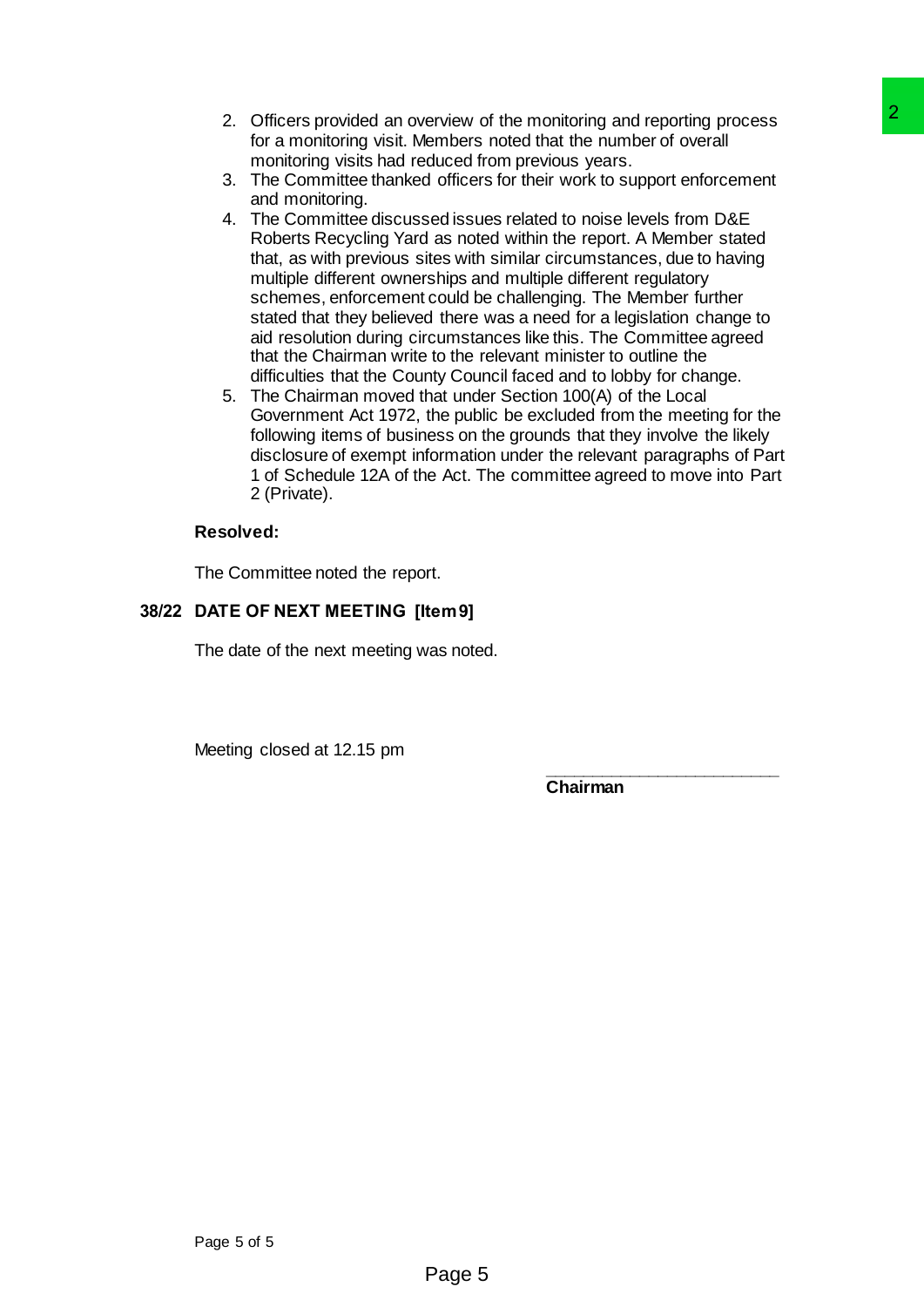2. Officers provided an overview of the monitoring and reporting process for a monitoring visit. Members noted that the number of overall monitoring visits had reduced from previous years.
3. The Committee thanked officers for their work to support enforcement and monitoring.
4. The Committee discussed issues related to noise levels from D&E Roberts Recycling Yard as noted within the report. A Member stated that, as with previous sites with similar circumstances, due to having multiple different ownerships and multiple different regulatory schemes, enforcement could be challenging. The Member further stated that they believed there was a need for a legislation change to aid resolution during circumstances like this. The Committee agreed that the Chairman write to the relevant minister to outline the difficulties that the County Council faced and to lobby for change.
5. The Chairman moved that under Section 100(A) of the Local Government Act 1972, the public be excluded from the meeting for the following items of business on the grounds that they involve the likely disclosure of exempt information under the relevant paragraphs of Part 1 of Schedule 12A of the Act. The committee agreed to move into Part 2 (Private).

**Resolved:**

The Committee noted the report.

**38/22 DATE OF NEXT MEETING [Item 9]**

The date of the next meeting was noted.

Meeting closed at 12.15 pm

\_\_\_\_\_\_\_\_\_\_\_\_\_\_\_\_\_\_\_\_\_\_\_\_\_

**Chairman**